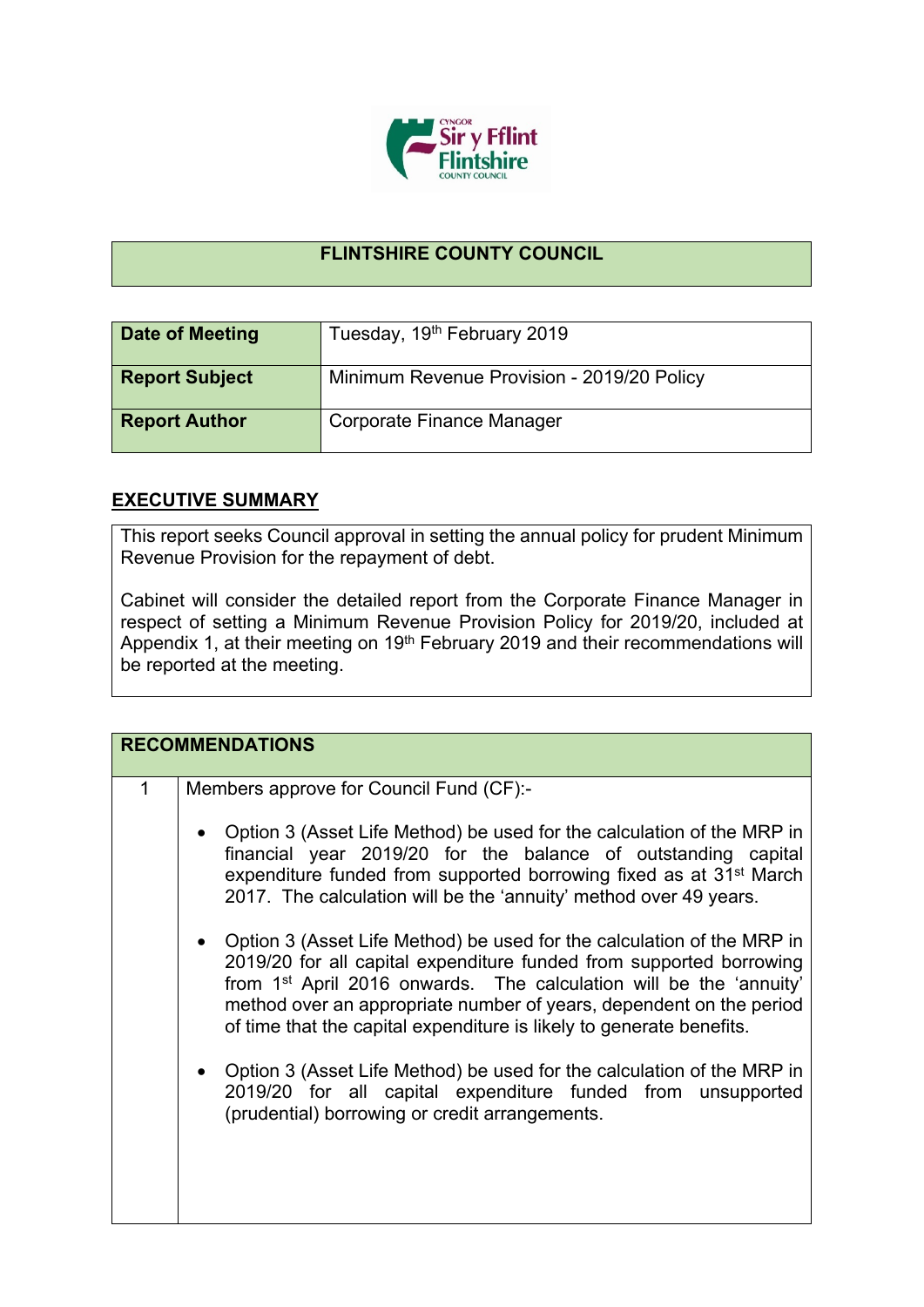## FLINTSHIRE COUNTY COUNCIL

| Date of Meeting | Tuesday, 19th February 2019 |
|---|---|
| Report Subject | Minimum Revenue Provision - 2019/20 Policy |
| Report Author | Corporate Finance Manager |

## EXECUTIVE SUMMARY

This report seeks Council approval in setting the annual policy for prudent Minimum Revenue Provision for the repayment of debt.

Cabinet will consider the detailed report from the Corporate Finance Manager in respect of setting a Minimum Revenue Provision Policy for 2019/20, included at Appendix 1, at their meeting on 19th February 2019 and their recommendations will be reported at the meeting.

## RECOMMENDATIONS

1. Members approve for Council Fund (CF):-

   - Option 3 (Asset Life Method) be used for the calculation of the MRP in financial year 2019/20 for the balance of outstanding capital expenditure funded from supported borrowing fixed as at 31st March 2017. The calculation will be the 'annuity' method over 49 years.

   - Option 3 (Asset Life Method) be used for the calculation of the MRP in 2019/20 for all capital expenditure funded from supported borrowing from 1st April 2016 onwards. The calculation will be the 'annuity' method over an appropriate number of years, dependent on the period of time that the capital expenditure is likely to generate benefits.

   - Option 3 (Asset Life Method) be used for the calculation of the MRP in 2019/20 for all capital expenditure funded from unsupported (prudential) borrowing or credit arrangements.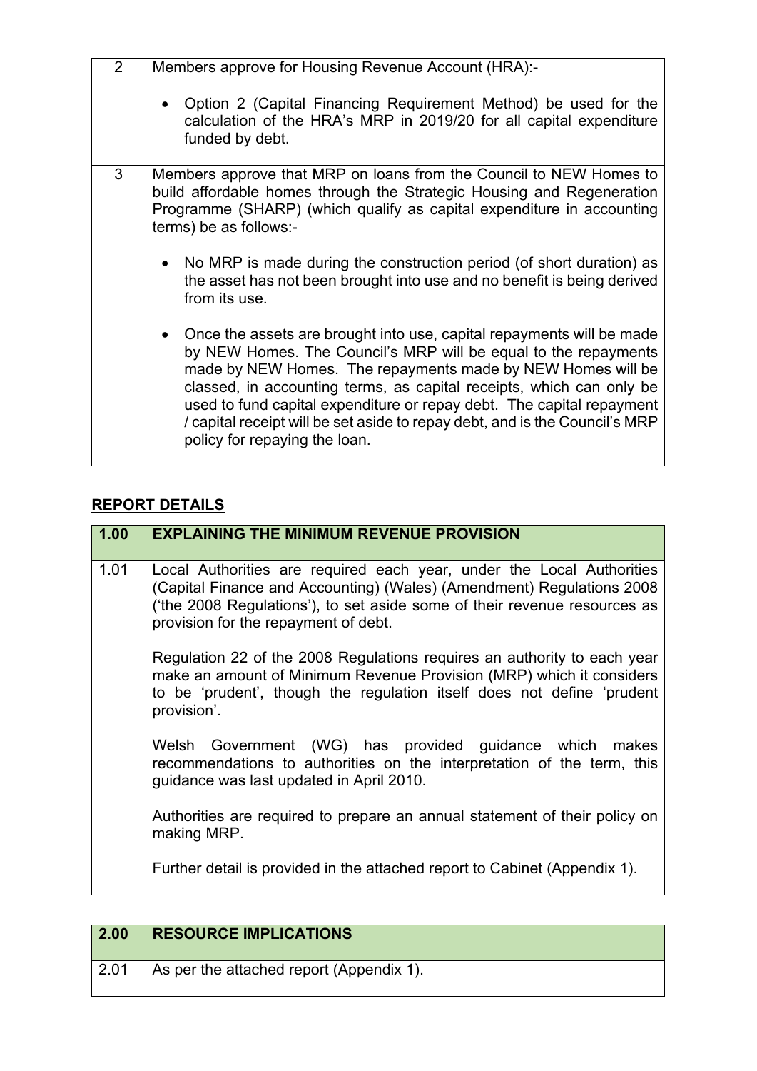| | |
|---|---|
| 2 | Members approve for Housing Revenue Account (HRA):-<br><br>• Option 2 (Capital Financing Requirement Method) be used for the calculation of the HRA's MRP in 2019/20 for all capital expenditure funded by debt. |
| 3 | Members approve that MRP on loans from the Council to NEW Homes to build affordable homes through the Strategic Housing and Regeneration Programme (SHARP) (which qualify as capital expenditure in accounting terms) be as follows:-<br><br>• No MRP is made during the construction period (of short duration) as the asset has not been brought into use and no benefit is being derived from its use.<br><br>• Once the assets are brought into use, capital repayments will be made by NEW Homes. The Council's MRP will be equal to the repayments made by NEW Homes. The repayments made by NEW Homes will be classed, in accounting terms, as capital receipts, which can only be used to fund capital expenditure or repay debt. The capital repayment / capital receipt will be set aside to repay debt, and is the Council's MRP policy for repaying the loan. |

## REPORT DETAILS

| 1.00 | EXPLAINING THE MINIMUM REVENUE PROVISION |
|---|---|
| 1.01 | Local Authorities are required each year, under the Local Authorities (Capital Finance and Accounting) (Wales) (Amendment) Regulations 2008 ('the 2008 Regulations'), to set aside some of their revenue resources as provision for the repayment of debt.<br><br>Regulation 22 of the 2008 Regulations requires an authority to each year make an amount of Minimum Revenue Provision (MRP) which it considers to be 'prudent', though the regulation itself does not define 'prudent provision'.<br><br>Welsh Government (WG) has provided guidance which makes recommendations to authorities on the interpretation of the term, this guidance was last updated in April 2010.<br><br>Authorities are required to prepare an annual statement of their policy on making MRP.<br><br>Further detail is provided in the attached report to Cabinet (Appendix 1). |

| 2.00 | RESOURCE IMPLICATIONS |
|---|---|
| 2.01 | As per the attached report (Appendix 1). |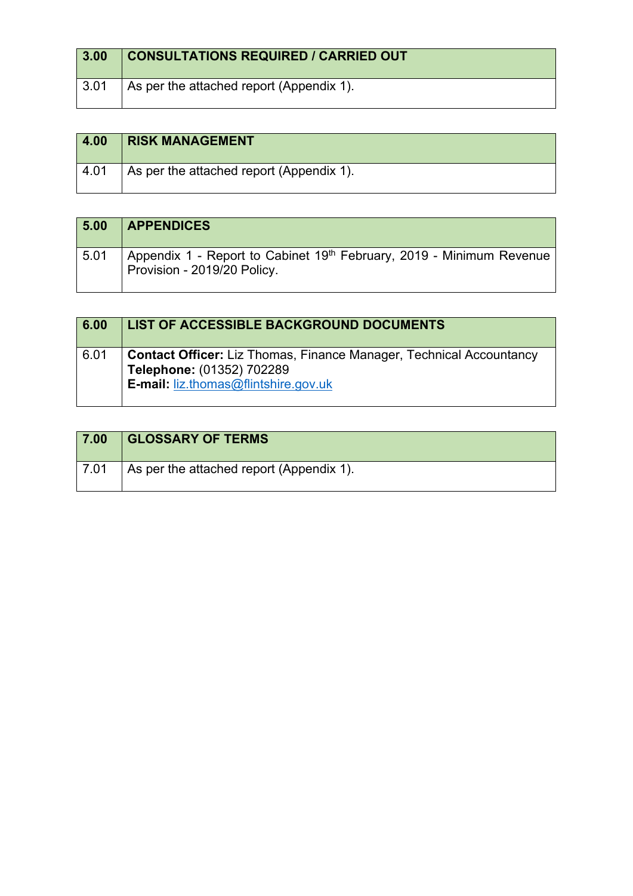| 3.00 | CONSULTATIONS REQUIRED / CARRIED OUT |
|---|---|
| 3.01 | As per the attached report (Appendix 1). |

| 4.00 | RISK MANAGEMENT |
|---|---|
| 4.01 | As per the attached report (Appendix 1). |

| 5.00 | APPENDICES |
|---|---|
| 5.01 | Appendix 1 - Report to Cabinet 19th February, 2019 - Minimum Revenue Provision - 2019/20 Policy. |

| 6.00 | LIST OF ACCESSIBLE BACKGROUND DOCUMENTS |
|---|---|
| 6.01 | **Contact Officer:** Liz Thomas, Finance Manager, Technical Accountancy<br>**Telephone:** (01352) 702289<br>**E-mail:** liz.thomas@flintshire.gov.uk |

| 7.00 | GLOSSARY OF TERMS |
|---|---|
| 7.01 | As per the attached report (Appendix 1). |